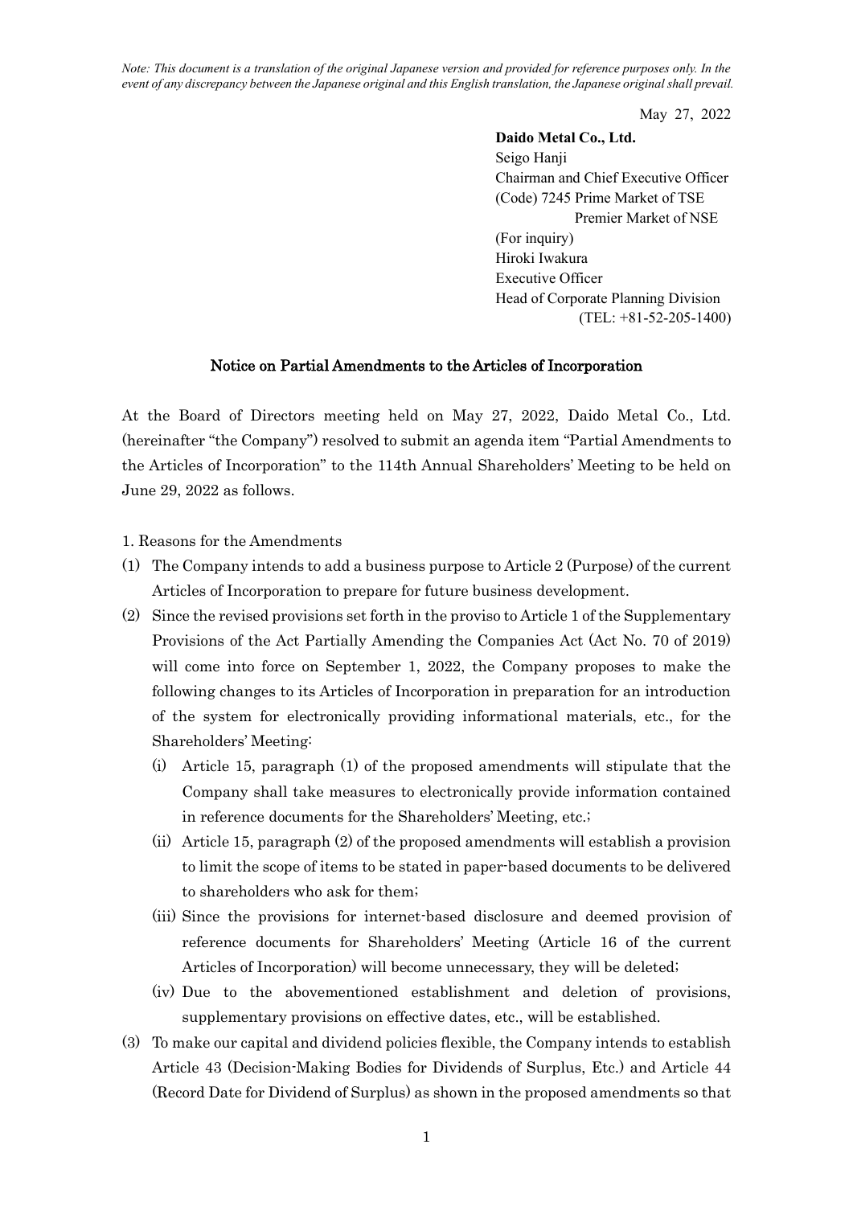*Note: This document is a translation of the original Japanese version and provided for reference purposes only. In the event of any discrepancy between the Japanese original and this English translation, the Japanese original shall prevail.*

May 27, 2022

**Daido Metal Co., Ltd.**
Seigo Hanji
Chairman and Chief Executive Officer
(Code) 7245 Prime Market of TSE
Premier Market of NSE
(For inquiry)
Hiroki Iwakura
Executive Officer
Head of Corporate Planning Division
(TEL: +81-52-205-1400)

# Notice on Partial Amendments to the Articles of Incorporation

At the Board of Directors meeting held on May 27, 2022, Daido Metal Co., Ltd. (hereinafter "the Company") resolved to submit an agenda item "Partial Amendments to the Articles of Incorporation" to the 114th Annual Shareholders' Meeting to be held on June 29, 2022 as follows.

1. Reasons for the Amendments

(1) The Company intends to add a business purpose to Article 2 (Purpose) of the current Articles of Incorporation to prepare for future business development.

(2) Since the revised provisions set forth in the proviso to Article 1 of the Supplementary Provisions of the Act Partially Amending the Companies Act (Act No. 70 of 2019) will come into force on September 1, 2022, the Company proposes to make the following changes to its Articles of Incorporation in preparation for an introduction of the system for electronically providing informational materials, etc., for the Shareholders' Meeting:

   (i) Article 15, paragraph (1) of the proposed amendments will stipulate that the Company shall take measures to electronically provide information contained in reference documents for the Shareholders' Meeting, etc.;

   (ii) Article 15, paragraph (2) of the proposed amendments will establish a provision to limit the scope of items to be stated in paper-based documents to be delivered to shareholders who ask for them;

   (iii) Since the provisions for internet-based disclosure and deemed provision of reference documents for Shareholders' Meeting (Article 16 of the current Articles of Incorporation) will become unnecessary, they will be deleted;

   (iv) Due to the abovementioned establishment and deletion of provisions, supplementary provisions on effective dates, etc., will be established.

(3) To make our capital and dividend policies flexible, the Company intends to establish Article 43 (Decision-Making Bodies for Dividends of Surplus, Etc.) and Article 44 (Record Date for Dividend of Surplus) as shown in the proposed amendments so that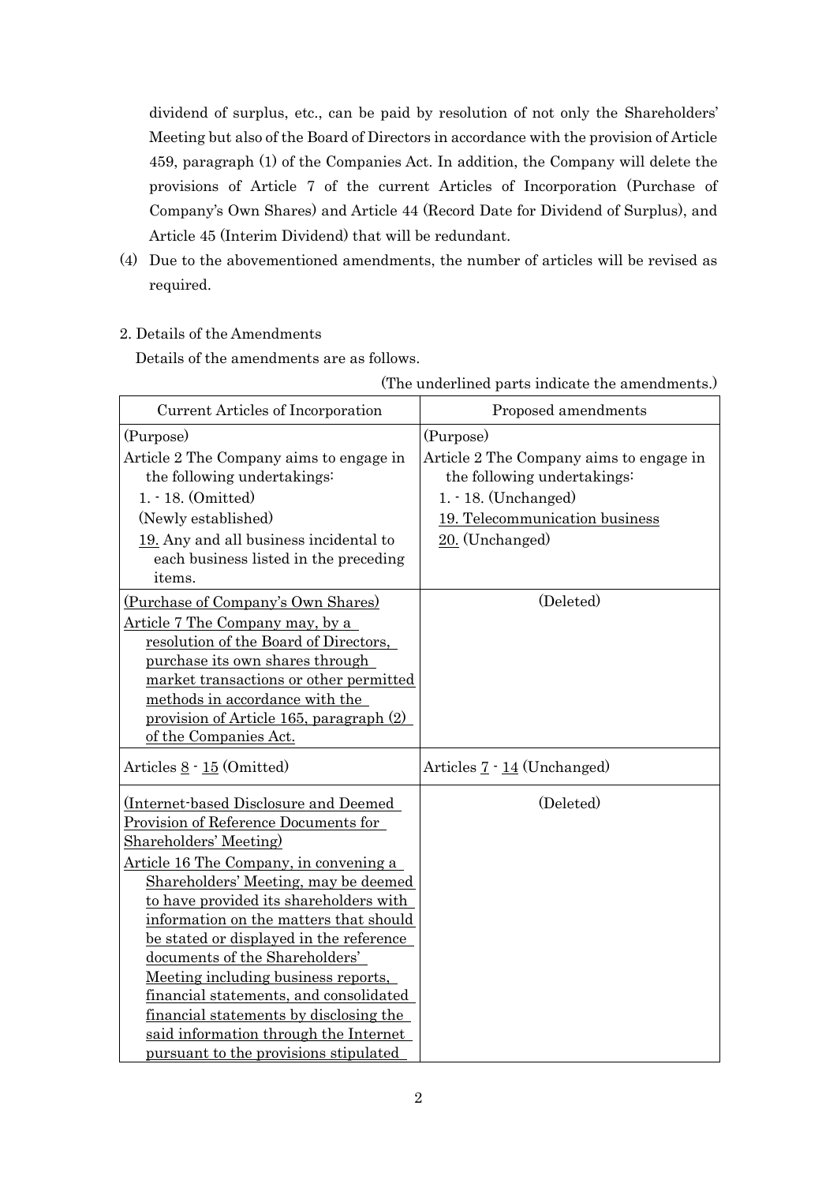dividend of surplus, etc., can be paid by resolution of not only the Shareholders' Meeting but also of the Board of Directors in accordance with the provision of Article 459, paragraph (1) of the Companies Act. In addition, the Company will delete the provisions of Article 7 of the current Articles of Incorporation (Purchase of Company's Own Shares) and Article 44 (Record Date for Dividend of Surplus), and Article 45 (Interim Dividend) that will be redundant.

(4) Due to the abovementioned amendments, the number of articles will be revised as required.

2. Details of the Amendments

Details of the amendments are as follows.

(The underlined parts indicate the amendments.)

| Current Articles of Incorporation | Proposed amendments |
|---|---|
| (Purpose)<br>Article 2 The Company aims to engage in the following undertakings:<br>1. - 18. (Omitted)<br>(Newly established)<br><u>19.</u> Any and all business incidental to each business listed in the preceding items. | (Purpose)<br>Article 2 The Company aims to engage in the following undertakings:<br>1. - 18. (Unchanged)<br><u>19. Telecommunication business</u><br><u>20.</u> (Unchanged) |
| <u>(Purchase of Company's Own Shares)</u><br><u>Article 7 The Company may, by a resolution of the Board of Directors, purchase its own shares through market transactions or other permitted methods in accordance with the provision of Article 165, paragraph (2) of the Companies Act.</u> | (Deleted) |
| Articles <u>8</u> - <u>15</u> (Omitted) | Articles <u>7</u> - <u>14</u> (Unchanged) |
| <u>(Internet-based Disclosure and Deemed Provision of Reference Documents for Shareholders' Meeting)</u><br><u>Article 16 The Company, in convening a Shareholders' Meeting, may be deemed to have provided its shareholders with information on the matters that should be stated or displayed in the reference documents of the Shareholders' Meeting including business reports, financial statements, and consolidated financial statements by disclosing the said information through the Internet pursuant to the provisions stipulated</u> | (Deleted) |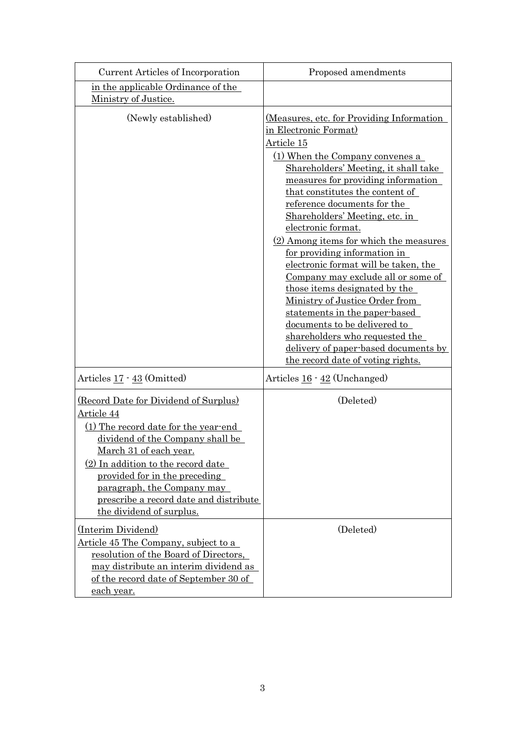| Current Articles of Incorporation | Proposed amendments |
|---|---|
| in the applicable Ordinance of the Ministry of Justice. | |
| (Newly established) | (Measures, etc. for Providing Information in Electronic Format)<br>Article 15<br>(1) When the Company convenes a Shareholders' Meeting, it shall take measures for providing information that constitutes the content of reference documents for the Shareholders' Meeting, etc. in electronic format.<br>(2) Among items for which the measures for providing information in electronic format will be taken, the Company may exclude all or some of those items designated by the Ministry of Justice Order from statements in the paper-based documents to be delivered to shareholders who requested the delivery of paper-based documents by the record date of voting rights. |
| Articles 17 - 43 (Omitted) | Articles 16 - 42 (Unchanged) |
| (Record Date for Dividend of Surplus)<br>Article 44<br>(1) The record date for the year-end dividend of the Company shall be March 31 of each year.<br>(2) In addition to the record date provided for in the preceding paragraph, the Company may prescribe a record date and distribute the dividend of surplus. | (Deleted) |
| (Interim Dividend)<br>Article 45 The Company, subject to a resolution of the Board of Directors, may distribute an interim dividend as of the record date of September 30 of each year. | (Deleted) |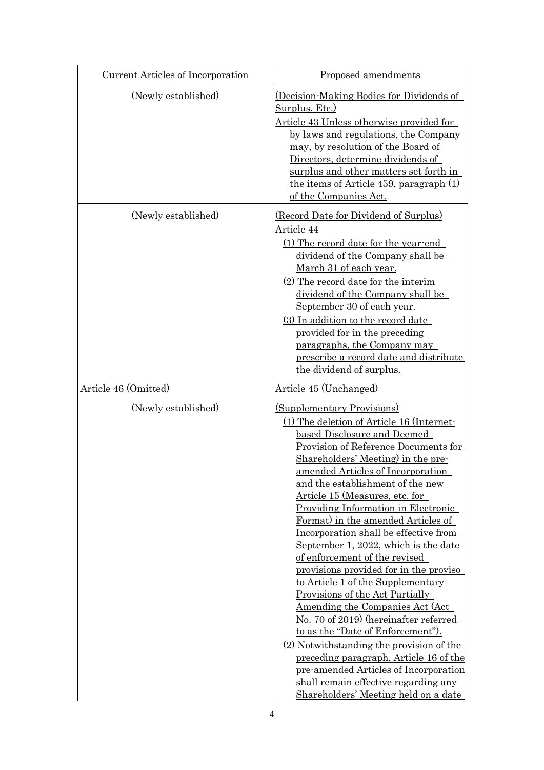| Current Articles of Incorporation | Proposed amendments |
| --- | --- |
| (Newly established) | (Decision-Making Bodies for Dividends of Surplus, Etc.)<br>Article 43 Unless otherwise provided for by laws and regulations, the Company may, by resolution of the Board of Directors, determine dividends of surplus and other matters set forth in the items of Article 459, paragraph (1) of the Companies Act. |
| (Newly established) | (Record Date for Dividend of Surplus)<br>Article 44<br>(1) The record date for the year-end dividend of the Company shall be March 31 of each year.<br>(2) The record date for the interim dividend of the Company shall be September 30 of each year.<br>(3) In addition to the record date provided for in the preceding paragraphs, the Company may prescribe a record date and distribute the dividend of surplus. |
| Article 46 (Omitted) | Article 45 (Unchanged) |
| (Newly established) | (Supplementary Provisions)<br>(1) The deletion of Article 16 (Internet-based Disclosure and Deemed Provision of Reference Documents for Shareholders' Meeting) in the pre-amended Articles of Incorporation and the establishment of the new Article 15 (Measures, etc. for Providing Information in Electronic Format) in the amended Articles of Incorporation shall be effective from September 1, 2022, which is the date of enforcement of the revised provisions provided for in the proviso to Article 1 of the Supplementary Provisions of the Act Partially Amending the Companies Act (Act No. 70 of 2019) (hereinafter referred to as the "Date of Enforcement").<br>(2) Notwithstanding the provision of the preceding paragraph, Article 16 of the pre-amended Articles of Incorporation shall remain effective regarding any Shareholders' Meeting held on a date |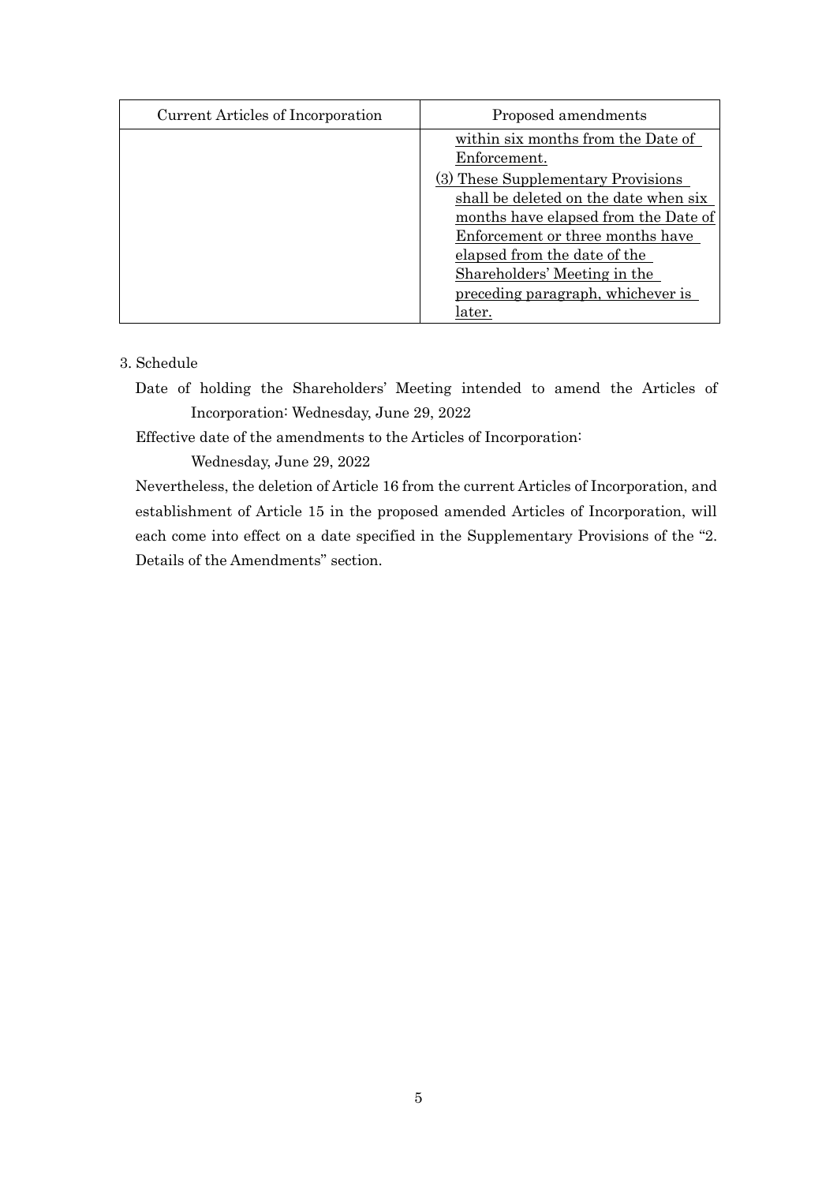| Current Articles of Incorporation | Proposed amendments |
| --- | --- |
| | within six months from the Date of Enforcement.<br>(3) These Supplementary Provisions shall be deleted on the date when six months have elapsed from the Date of Enforcement or three months have elapsed from the date of the Shareholders' Meeting in the preceding paragraph, whichever is later. |

3. Schedule

Date of holding the Shareholders' Meeting intended to amend the Articles of Incorporation: Wednesday, June 29, 2022

Effective date of the amendments to the Articles of Incorporation:

Wednesday, June 29, 2022

Nevertheless, the deletion of Article 16 from the current Articles of Incorporation, and establishment of Article 15 in the proposed amended Articles of Incorporation, will each come into effect on a date specified in the Supplementary Provisions of the "2. Details of the Amendments" section.